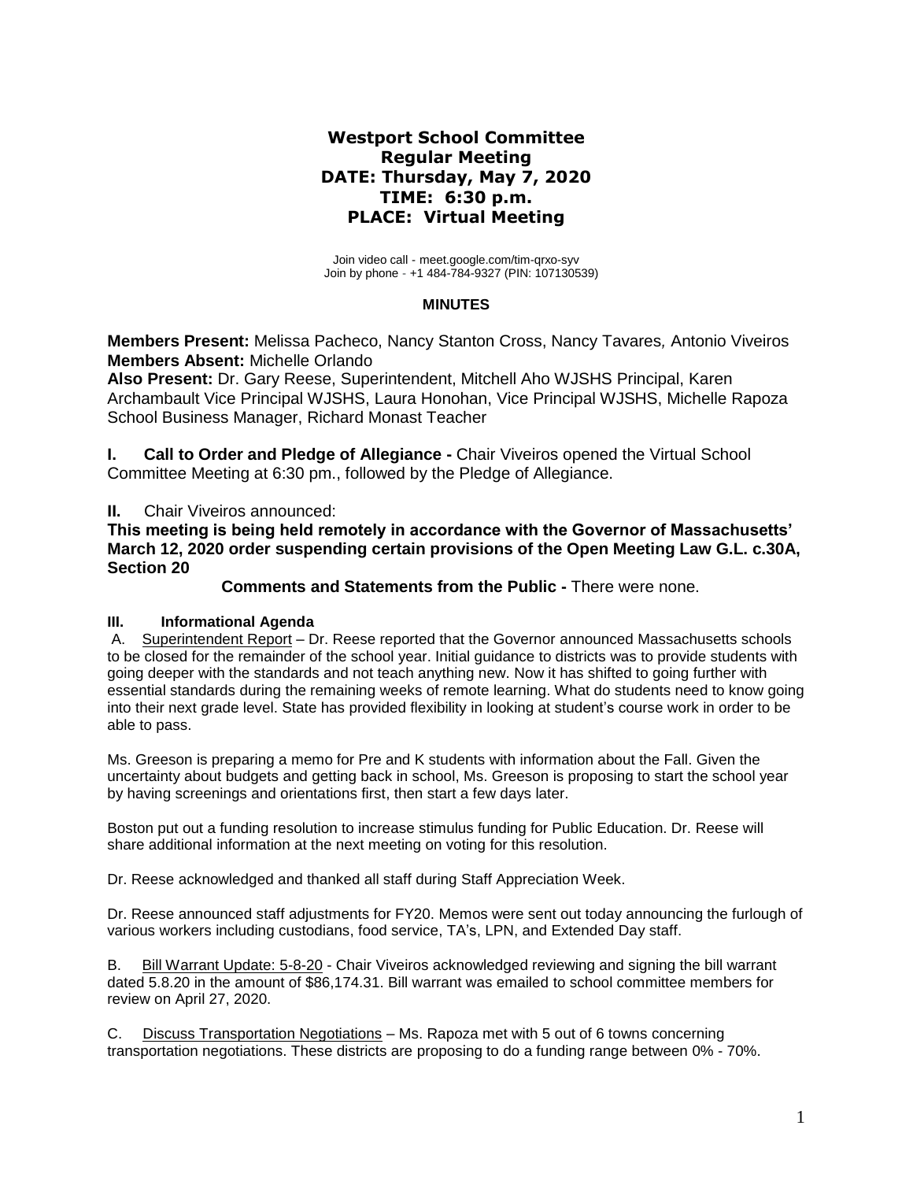# Westport School Committee
## Regular Meeting
## DATE: Thursday, May 7, 2020
## TIME: 6:30 p.m.
## PLACE: Virtual Meeting

Join video call - meet.google.com/tim-qrxo-syv
Join by phone - +1 484-784-9327 (PIN: 107130539)

**MINUTES**

**Members Present:** Melissa Pacheco, Nancy Stanton Cross, Nancy Tavares*,* Antonio Viveiros
**Members Absent:** Michelle Orlando
**Also Present:** Dr. Gary Reese, Superintendent, Mitchell Aho WJSHS Principal, Karen Archambault Vice Principal WJSHS, Laura Honohan, Vice Principal WJSHS, Michelle Rapoza School Business Manager, Richard Monast Teacher

**I. Call to Order and Pledge of Allegiance -** Chair Viveiros opened the Virtual School Committee Meeting at 6:30 pm., followed by the Pledge of Allegiance.

**II.** Chair Viveiros announced:

**This meeting is being held remotely in accordance with the Governor of Massachusetts' March 12, 2020 order suspending certain provisions of the Open Meeting Law G.L. c.30A, Section 20**

**Comments and Statements from the Public -** There were none.

**III. Informational Agenda**

A. Superintendent Report – Dr. Reese reported that the Governor announced Massachusetts schools to be closed for the remainder of the school year. Initial guidance to districts was to provide students with going deeper with the standards and not teach anything new. Now it has shifted to going further with essential standards during the remaining weeks of remote learning. What do students need to know going into their next grade level. State has provided flexibility in looking at student's course work in order to be able to pass.

Ms. Greeson is preparing a memo for Pre and K students with information about the Fall. Given the uncertainty about budgets and getting back in school, Ms. Greeson is proposing to start the school year by having screenings and orientations first, then start a few days later.

Boston put out a funding resolution to increase stimulus funding for Public Education. Dr. Reese will share additional information at the next meeting on voting for this resolution.

Dr. Reese acknowledged and thanked all staff during Staff Appreciation Week.

Dr. Reese announced staff adjustments for FY20. Memos were sent out today announcing the furlough of various workers including custodians, food service, TA's, LPN, and Extended Day staff.

B. Bill Warrant Update: 5-8-20 - Chair Viveiros acknowledged reviewing and signing the bill warrant dated 5.8.20 in the amount of $86,174.31. Bill warrant was emailed to school committee members for review on April 27, 2020.

C. Discuss Transportation Negotiations – Ms. Rapoza met with 5 out of 6 towns concerning transportation negotiations. These districts are proposing to do a funding range between 0% - 70%.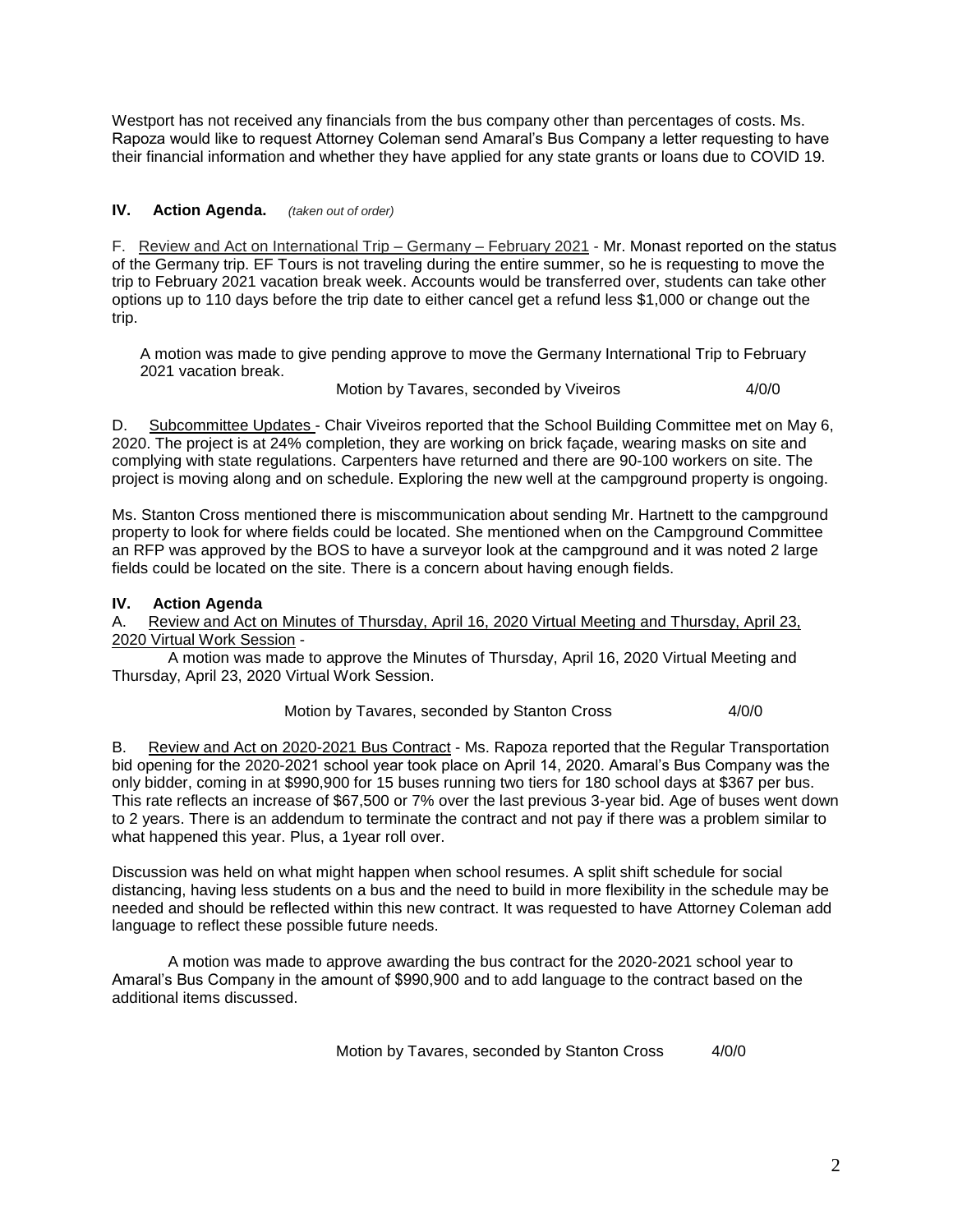Westport has not received any financials from the bus company other than percentages of costs. Ms. Rapoza would like to request Attorney Coleman send Amaral's Bus Company a letter requesting to have their financial information and whether they have applied for any state grants or loans due to COVID 19.

## IV. Action Agenda. *(taken out of order)*

F. Review and Act on International Trip – Germany – February 2021 - Mr. Monast reported on the status of the Germany trip. EF Tours is not traveling during the entire summer, so he is requesting to move the trip to February 2021 vacation break week. Accounts would be transferred over, students can take other options up to 110 days before the trip date to either cancel get a refund less $1,000 or change out the trip.

A motion was made to give pending approve to move the Germany International Trip to February 2021 vacation break.

Motion by Tavares, seconded by Viveiros 4/0/0

D. Subcommittee Updates - Chair Viveiros reported that the School Building Committee met on May 6, 2020. The project is at 24% completion, they are working on brick façade, wearing masks on site and complying with state regulations. Carpenters have returned and there are 90-100 workers on site. The project is moving along and on schedule. Exploring the new well at the campground property is ongoing.

Ms. Stanton Cross mentioned there is miscommunication about sending Mr. Hartnett to the campground property to look for where fields could be located. She mentioned when on the Campground Committee an RFP was approved by the BOS to have a surveyor look at the campground and it was noted 2 large fields could be located on the site. There is a concern about having enough fields.

## IV. Action Agenda

A. Review and Act on Minutes of Thursday, April 16, 2020 Virtual Meeting and Thursday, April 23, 2020 Virtual Work Session -

A motion was made to approve the Minutes of Thursday, April 16, 2020 Virtual Meeting and Thursday, April 23, 2020 Virtual Work Session.

Motion by Tavares, seconded by Stanton Cross 4/0/0

B. Review and Act on 2020-2021 Bus Contract - Ms. Rapoza reported that the Regular Transportation bid opening for the 2020-2021 school year took place on April 14, 2020. Amaral's Bus Company was the only bidder, coming in at $990,900 for 15 buses running two tiers for 180 school days at $367 per bus. This rate reflects an increase of $67,500 or 7% over the last previous 3-year bid. Age of buses went down to 2 years. There is an addendum to terminate the contract and not pay if there was a problem similar to what happened this year. Plus, a 1year roll over.

Discussion was held on what might happen when school resumes. A split shift schedule for social distancing, having less students on a bus and the need to build in more flexibility in the schedule may be needed and should be reflected within this new contract. It was requested to have Attorney Coleman add language to reflect these possible future needs.

A motion was made to approve awarding the bus contract for the 2020-2021 school year to Amaral's Bus Company in the amount of $990,900 and to add language to the contract based on the additional items discussed.

Motion by Tavares, seconded by Stanton Cross 4/0/0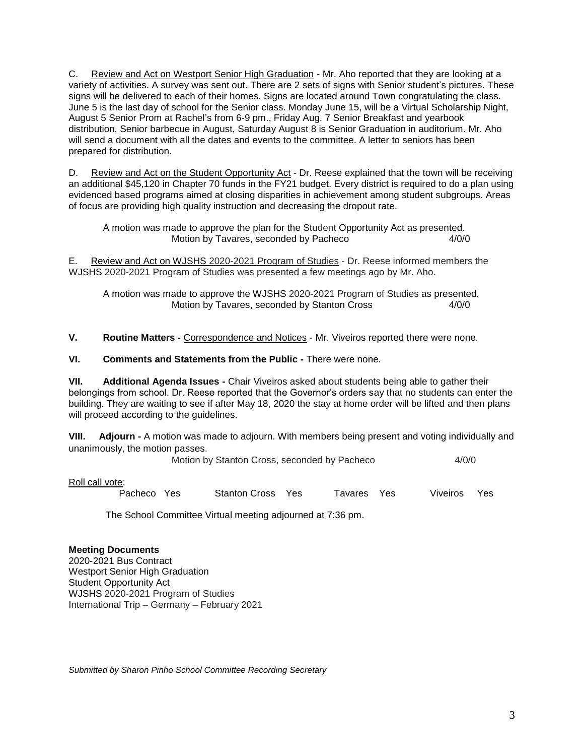C. Review and Act on Westport Senior High Graduation - Mr. Aho reported that they are looking at a variety of activities. A survey was sent out. There are 2 sets of signs with Senior student's pictures. These signs will be delivered to each of their homes. Signs are located around Town congratulating the class. June 5 is the last day of school for the Senior class. Monday June 15, will be a Virtual Scholarship Night, August 5 Senior Prom at Rachel's from 6-9 pm., Friday Aug. 7 Senior Breakfast and yearbook distribution, Senior barbecue in August, Saturday August 8 is Senior Graduation in auditorium. Mr. Aho will send a document with all the dates and events to the committee. A letter to seniors has been prepared for distribution.

D. Review and Act on the Student Opportunity Act - Dr. Reese explained that the town will be receiving an additional $45,120 in Chapter 70 funds in the FY21 budget. Every district is required to do a plan using evidenced based programs aimed at closing disparities in achievement among student subgroups. Areas of focus are providing high quality instruction and decreasing the dropout rate.

A motion was made to approve the plan for the Student Opportunity Act as presented.
Motion by Tavares, seconded by Pacheco 4/0/0

E. Review and Act on WJSHS 2020-2021 Program of Studies - Dr. Reese informed members the WJSHS 2020-2021 Program of Studies was presented a few meetings ago by Mr. Aho.

A motion was made to approve the WJSHS 2020-2021 Program of Studies as presented.
Motion by Tavares, seconded by Stanton Cross 4/0/0

**V. Routine Matters -** Correspondence and Notices - Mr. Viveiros reported there were none.

**VI. Comments and Statements from the Public -** There were none.

**VII. Additional Agenda Issues -** Chair Viveiros asked about students being able to gather their belongings from school. Dr. Reese reported that the Governor's orders say that no students can enter the building. They are waiting to see if after May 18, 2020 the stay at home order will be lifted and then plans will proceed according to the guidelines.

**VIII. Adjourn -** A motion was made to adjourn. With members being present and voting individually and unanimously, the motion passes.
Motion by Stanton Cross, seconded by Pacheco 4/0/0

Roll call vote:
Pacheco Yes Stanton Cross Yes Tavares Yes Viveiros Yes

The School Committee Virtual meeting adjourned at 7:36 pm.

**Meeting Documents**
2020-2021 Bus Contract
Westport Senior High Graduation
Student Opportunity Act
WJSHS 2020-2021 Program of Studies
International Trip – Germany – February 2021

*Submitted by Sharon Pinho School Committee Recording Secretary*